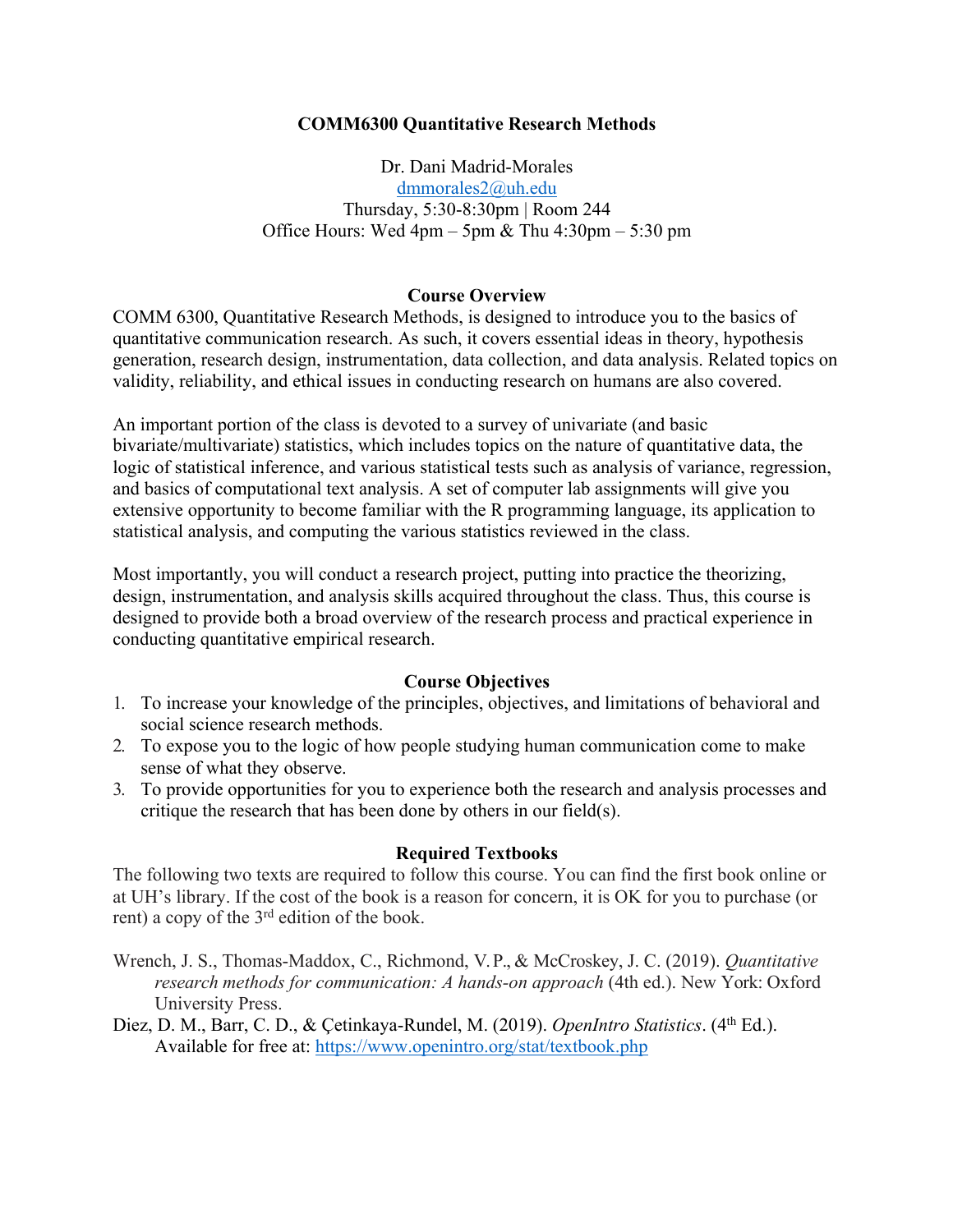# COMM6300 Quantitative Research Methods

Dr. Dani Madrid-Morales
dmmorales2@uh.edu
Thursday, 5:30-8:30pm | Room 244
Office Hours: Wed 4pm – 5pm & Thu 4:30pm – 5:30 pm

## Course Overview

COMM 6300, Quantitative Research Methods, is designed to introduce you to the basics of quantitative communication research. As such, it covers essential ideas in theory, hypothesis generation, research design, instrumentation, data collection, and data analysis. Related topics on validity, reliability, and ethical issues in conducting research on humans are also covered.

An important portion of the class is devoted to a survey of univariate (and basic bivariate/multivariate) statistics, which includes topics on the nature of quantitative data, the logic of statistical inference, and various statistical tests such as analysis of variance, regression, and basics of computational text analysis. A set of computer lab assignments will give you extensive opportunity to become familiar with the R programming language, its application to statistical analysis, and computing the various statistics reviewed in the class.

Most importantly, you will conduct a research project, putting into practice the theorizing, design, instrumentation, and analysis skills acquired throughout the class. Thus, this course is designed to provide both a broad overview of the research process and practical experience in conducting quantitative empirical research.

## Course Objectives

1. To increase your knowledge of the principles, objectives, and limitations of behavioral and social science research methods.
2. To expose you to the logic of how people studying human communication come to make sense of what they observe.
3. To provide opportunities for you to experience both the research and analysis processes and critique the research that has been done by others in our field(s).

## Required Textbooks

The following two texts are required to follow this course. You can find the first book online or at UH's library. If the cost of the book is a reason for concern, it is OK for you to purchase (or rent) a copy of the 3rd edition of the book.

Wrench, J. S., Thomas-Maddox, C., Richmond, V. P., & McCroskey, J. C. (2019). *Quantitative research methods for communication: A hands-on approach* (4th ed.). New York: Oxford University Press.

Diez, D. M., Barr, C. D., & Çetinkaya-Rundel, M. (2019). *OpenIntro Statistics*. (4th Ed.). Available for free at: https://www.openintro.org/stat/textbook.php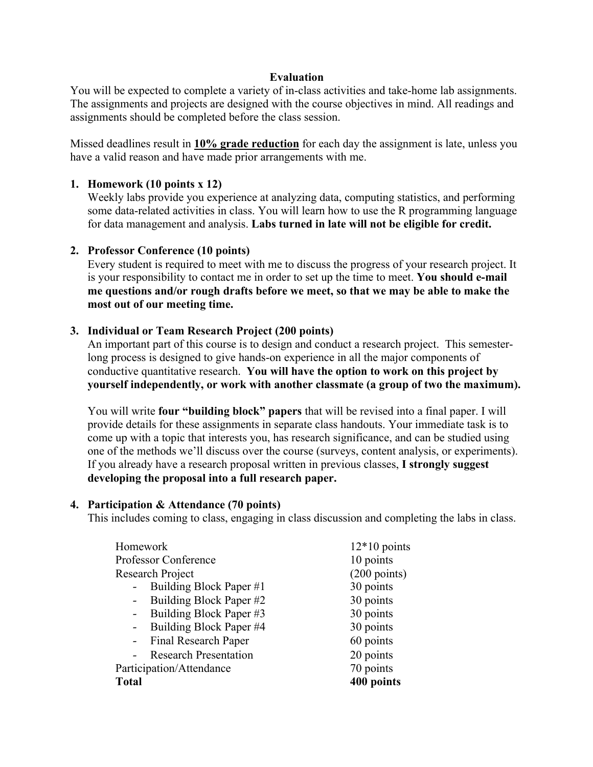## Evaluation

You will be expected to complete a variety of in-class activities and take-home lab assignments. The assignments and projects are designed with the course objectives in mind. All readings and assignments should be completed before the class session.

Missed deadlines result in **10% grade reduction** for each day the assignment is late, unless you have a valid reason and have made prior arrangements with me.

1. **Homework (10 points x 12)**
   Weekly labs provide you experience at analyzing data, computing statistics, and performing some data-related activities in class. You will learn how to use the R programming language for data management and analysis. **Labs turned in late will not be eligible for credit.**

2. **Professor Conference (10 points)**
   Every student is required to meet with me to discuss the progress of your research project. It is your responsibility to contact me in order to set up the time to meet. **You should e-mail me questions and/or rough drafts before we meet, so that we may be able to make the most out of our meeting time.**

3. **Individual or Team Research Project (200 points)**
   An important part of this course is to design and conduct a research project. This semester-long process is designed to give hands-on experience in all the major components of conductive quantitative research. **You will have the option to work on this project by yourself independently, or work with another classmate (a group of two the maximum).**

   You will write **four "building block" papers** that will be revised into a final paper. I will provide details for these assignments in separate class handouts. Your immediate task is to come up with a topic that interests you, has research significance, and can be studied using one of the methods we'll discuss over the course (surveys, content analysis, or experiments). If you already have a research proposal written in previous classes, **I strongly suggest developing the proposal into a full research paper.**

4. **Participation & Attendance (70 points)**
   This includes coming to class, engaging in class discussion and completing the labs in class.

| | |
|---|---|
| Homework | 12*10 points |
| Professor Conference | 10 points |
| Research Project | (200 points) |
| - Building Block Paper #1 | 30 points |
| - Building Block Paper #2 | 30 points |
| - Building Block Paper #3 | 30 points |
| - Building Block Paper #4 | 30 points |
| - Final Research Paper | 60 points |
| - Research Presentation | 20 points |
| Participation/Attendance | 70 points |
| **Total** | **400 points** |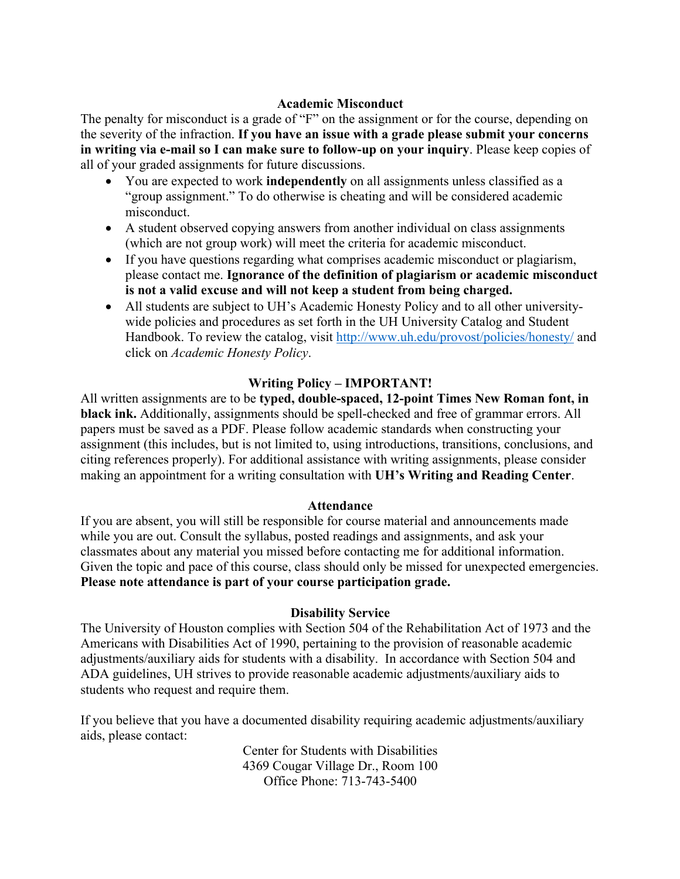## Academic Misconduct

The penalty for misconduct is a grade of "F" on the assignment or for the course, depending on the severity of the infraction. **If you have an issue with a grade please submit your concerns in writing via e-mail so I can make sure to follow-up on your inquiry**. Please keep copies of all of your graded assignments for future discussions.

- You are expected to work **independently** on all assignments unless classified as a "group assignment." To do otherwise is cheating and will be considered academic misconduct.
- A student observed copying answers from another individual on class assignments (which are not group work) will meet the criteria for academic misconduct.
- If you have questions regarding what comprises academic misconduct or plagiarism, please contact me. **Ignorance of the definition of plagiarism or academic misconduct is not a valid excuse and will not keep a student from being charged.**
- All students are subject to UH's Academic Honesty Policy and to all other university-wide policies and procedures as set forth in the UH University Catalog and Student Handbook. To review the catalog, visit [http://www.uh.edu/provost/policies/honesty/](http://www.uh.edu/provost/policies/honesty/) and click on *Academic Honesty Policy*.

## Writing Policy – IMPORTANT!

All written assignments are to be **typed, double-spaced, 12-point Times New Roman font, in black ink.** Additionally, assignments should be spell-checked and free of grammar errors. All papers must be saved as a PDF. Please follow academic standards when constructing your assignment (this includes, but is not limited to, using introductions, transitions, conclusions, and citing references properly). For additional assistance with writing assignments, please consider making an appointment for a writing consultation with **UH's Writing and Reading Center**.

## Attendance

If you are absent, you will still be responsible for course material and announcements made while you are out. Consult the syllabus, posted readings and assignments, and ask your classmates about any material you missed before contacting me for additional information. Given the topic and pace of this course, class should only be missed for unexpected emergencies. **Please note attendance is part of your course participation grade.**

## Disability Service

The University of Houston complies with Section 504 of the Rehabilitation Act of 1973 and the Americans with Disabilities Act of 1990, pertaining to the provision of reasonable academic adjustments/auxiliary aids for students with a disability. In accordance with Section 504 and ADA guidelines, UH strives to provide reasonable academic adjustments/auxiliary aids to students who request and require them.

If you believe that you have a documented disability requiring academic adjustments/auxiliary aids, please contact:

Center for Students with Disabilities
4369 Cougar Village Dr., Room 100
Office Phone: 713-743-5400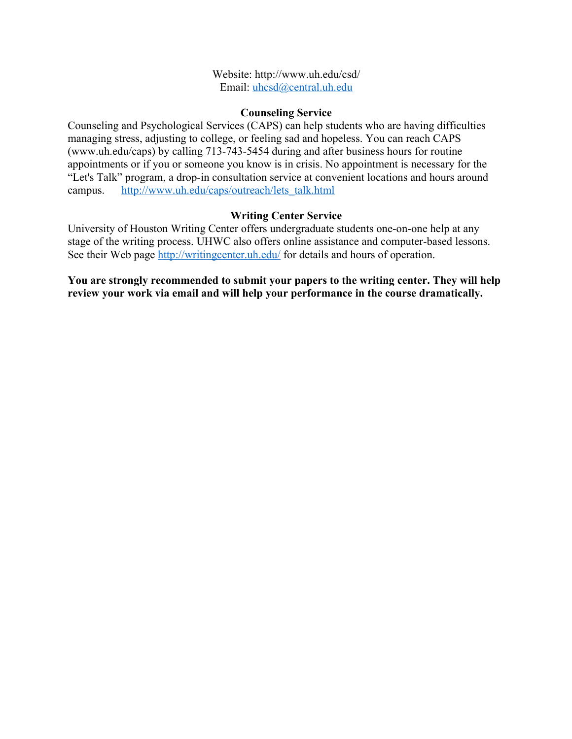Website: http://www.uh.edu/csd/
Email: uhcsd@central.uh.edu

### Counseling Service

Counseling and Psychological Services (CAPS) can help students who are having difficulties managing stress, adjusting to college, or feeling sad and hopeless. You can reach CAPS (www.uh.edu/caps) by calling 713-743-5454 during and after business hours for routine appointments or if you or someone you know is in crisis. No appointment is necessary for the "Let's Talk" program, a drop-in consultation service at convenient locations and hours around campus. http://www.uh.edu/caps/outreach/lets_talk.html

### Writing Center Service

University of Houston Writing Center offers undergraduate students one-on-one help at any stage of the writing process. UHWC also offers online assistance and computer-based lessons. See their Web page http://writingcenter.uh.edu/ for details and hours of operation.

**You are strongly recommended to submit your papers to the writing center. They will help review your work via email and will help your performance in the course dramatically.**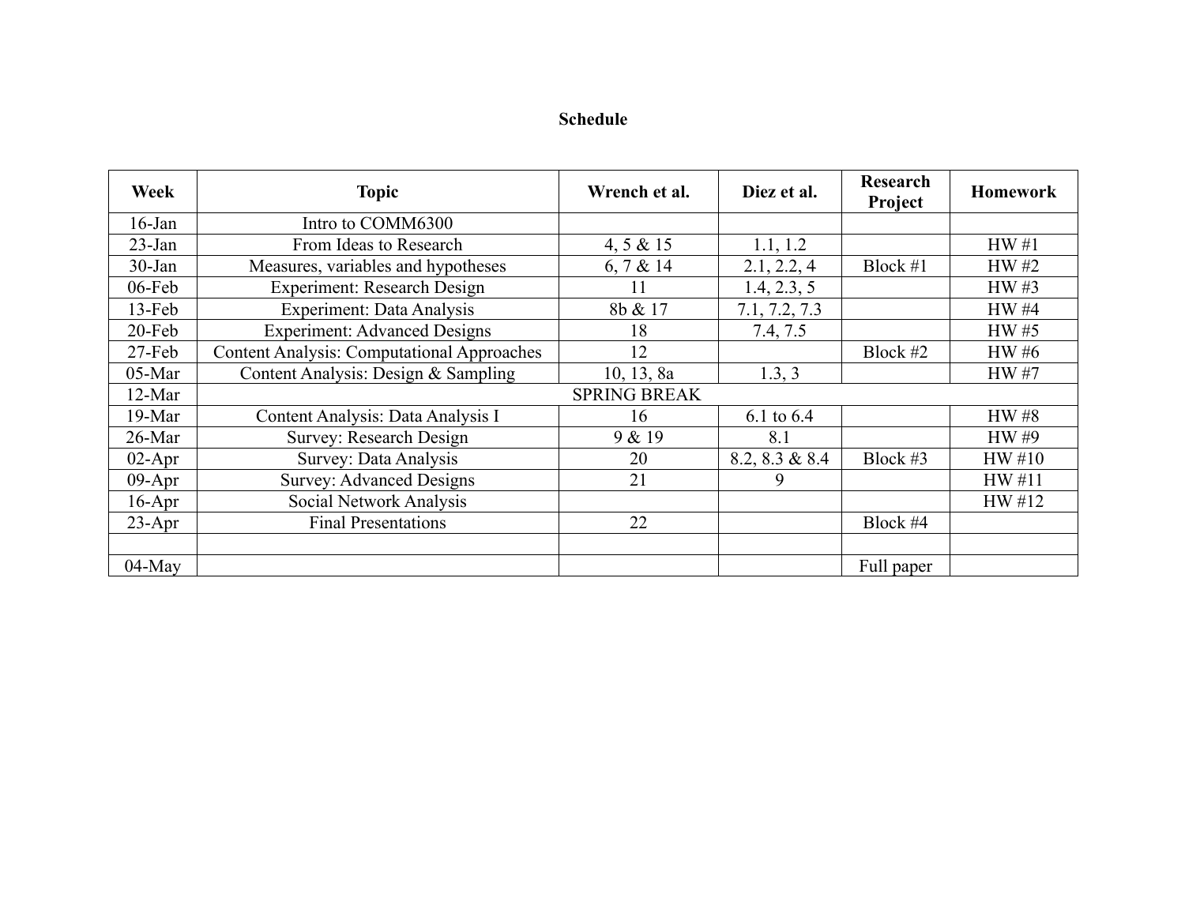**Schedule**

| Week | Topic | Wrench et al. | Diez et al. | Research Project | Homework |
|---|---|---|---|---|---|
| 16-Jan | Intro to COMM6300 | | | | |
| 23-Jan | From Ideas to Research | 4, 5 & 15 | 1.1, 1.2 | | HW #1 |
| 30-Jan | Measures, variables and hypotheses | 6, 7 & 14 | 2.1, 2.2, 4 | Block #1 | HW #2 |
| 06-Feb | Experiment: Research Design | 11 | 1.4, 2.3, 5 | | HW #3 |
| 13-Feb | Experiment: Data Analysis | 8b & 17 | 7.1, 7.2, 7.3 | | HW #4 |
| 20-Feb | Experiment: Advanced Designs | 18 | 7.4, 7.5 | | HW #5 |
| 27-Feb | Content Analysis: Computational Approaches | 12 | | Block #2 | HW #6 |
| 05-Mar | Content Analysis: Design & Sampling | 10, 13, 8a | 1.3, 3 | | HW #7 |
| 12-Mar | SPRING BREAK | | | | |
| 19-Mar | Content Analysis: Data Analysis I | 16 | 6.1 to 6.4 | | HW #8 |
| 26-Mar | Survey: Research Design | 9 & 19 | 8.1 | | HW #9 |
| 02-Apr | Survey: Data Analysis | 20 | 8.2, 8.3 & 8.4 | Block #3 | HW #10 |
| 09-Apr | Survey: Advanced Designs | 21 | 9 | | HW #11 |
| 16-Apr | Social Network Analysis | | | | HW #12 |
| 23-Apr | Final Presentations | 22 | | Block #4 | |
| | | | | | |
| 04-May | | | | Full paper | |